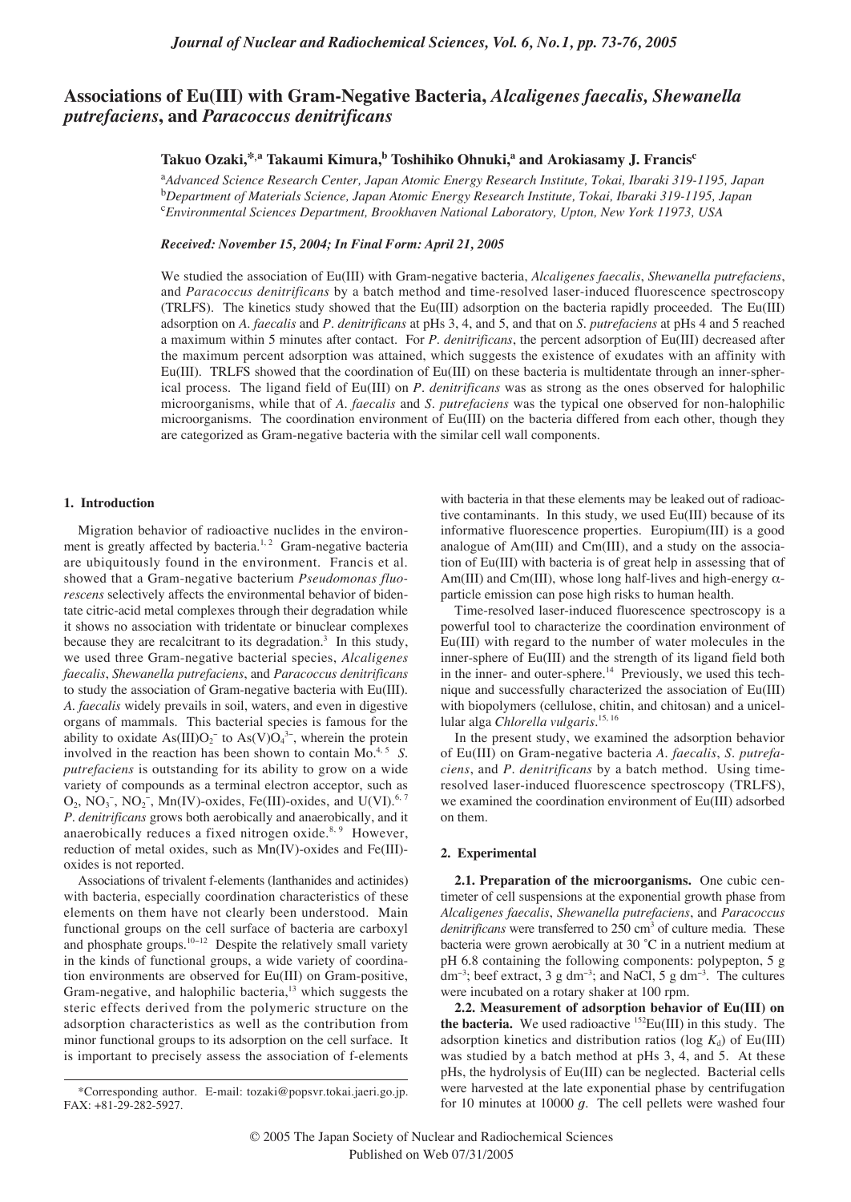# Associations of Eu(III) with Gram-Negative Bacteria, *Alcaligenes faecalis, Shewanella putrefaciens*, and *Paracoccus denitrificans*

**Takuo Ozaki,[*,a] Takaumi Kimura,[b] Toshihiko Ohnuki,[a] and Arokiasamy J. Francis[c]**

[a]*Advanced Science Research Center, Japan Atomic Energy Research Institute, Tokai, Ibaraki 319-1195, Japan*
[b]*Department of Materials Science, Japan Atomic Energy Research Institute, Tokai, Ibaraki 319-1195, Japan*
[c]*Environmental Sciences Department, Brookhaven National Laboratory, Upton, New York 11973, USA*

***Received: November 15, 2004; In Final Form: April 21, 2005***

We studied the association of Eu(III) with Gram-negative bacteria, *Alcaligenes faecalis*, *Shewanella putrefaciens*, and *Paracoccus denitrificans* by a batch method and time-resolved laser-induced fluorescence spectroscopy (TRLFS). The kinetics study showed that the Eu(III) adsorption on the bacteria rapidly proceeded. The Eu(III) adsorption on *A. faecalis* and *P. denitrificans* at pHs 3, 4, and 5, and that on *S. putrefaciens* at pHs 4 and 5 reached a maximum within 5 minutes after contact. For *P. denitrificans*, the percent adsorption of Eu(III) decreased after the maximum percent adsorption was attained, which suggests the existence of exudates with an affinity with Eu(III). TRLFS showed that the coordination of Eu(III) on these bacteria is multidentate through an inner-spherical process. The ligand field of Eu(III) on *P. denitrificans* was as strong as the ones observed for halophilic microorganisms, while that of *A. faecalis* and *S. putrefaciens* was the typical one observed for non-halophilic microorganisms. The coordination environment of Eu(III) on the bacteria differed from each other, though they are categorized as Gram-negative bacteria with the similar cell wall components.

#### 1. Introduction

Migration behavior of radioactive nuclides in the environment is greatly affected by bacteria.[1,2] Gram-negative bacteria are ubiquitously found in the environment. Francis et al. showed that a Gram-negative bacterium *Pseudomonas fluorescens* selectively affects the environmental behavior of bidentate citric-acid metal complexes through their degradation while it shows no association with tridentate or binuclear complexes because they are recalcitrant to its degradation.[3] In this study, we used three Gram-negative bacterial species, *Alcaligenes faecalis*, *Shewanella putrefaciens*, and *Paracoccus denitrificans* to study the association of Gram-negative bacteria with Eu(III). *A. faecalis* widely prevails in soil, waters, and even in digestive organs of mammals. This bacterial species is famous for the ability to oxidate $As(III)O_2^-$ to $As(V)O_4^{3-}$, wherein the protein involved in the reaction has been shown to contain Mo.[4,5] *S. putrefaciens* is outstanding for its ability to grow on a wide variety of compounds as a terminal electron acceptor, such as $O_2$, $NO_3^-$, $NO_2^-$, Mn(IV)-oxides, Fe(III)-oxides, and U(VI).[6,7] *P. denitrificans* grows both aerobically and anaerobically, and it anaerobically reduces a fixed nitrogen oxide.[8,9] However, reduction of metal oxides, such as Mn(IV)-oxides and Fe(III)-oxides is not reported.

Associations of trivalent f-elements (lanthanides and actinides) with bacteria, especially coordination characteristics of these elements on them have not clearly been understood. Main functional groups on the cell surface of bacteria are carboxyl and phosphate groups.[10–12] Despite the relatively small variety in the kinds of functional groups, a wide variety of coordination environments are observed for Eu(III) on Gram-positive, Gram-negative, and halophilic bacteria,[13] which suggests the steric effects derived from the polymeric structure on the adsorption characteristics as well as the contribution from minor functional groups to its adsorption on the cell surface. It is important to precisely assess the association of f-elements with bacteria in that these elements may be leaked out of radioactive contaminants. In this study, we used Eu(III) because of its informative fluorescence properties. Europium(III) is a good analogue of Am(III) and Cm(III), and a study on the association of Eu(III) with bacteria is of great help in assessing that of Am(III) and Cm(III), whose long half-lives and high-energy α-particle emission can pose high risks to human health.

Time-resolved laser-induced fluorescence spectroscopy is a powerful tool to characterize the coordination environment of Eu(III) with regard to the number of water molecules in the inner-sphere of Eu(III) and the strength of its ligand field both in the inner- and outer-sphere.[14] Previously, we used this technique and successfully characterized the association of Eu(III) with biopolymers (cellulose, chitin, and chitosan) and a unicellular alga *Chlorella vulgaris*.[15,16]

In the present study, we examined the adsorption behavior of Eu(III) on Gram-negative bacteria *A. faecalis*, *S. putrefaciens*, and *P. denitrificans* by a batch method. Using time-resolved laser-induced fluorescence spectroscopy (TRLFS), we examined the coordination environment of Eu(III) adsorbed on them.

#### 2. Experimental

**2.1. Preparation of the microorganisms.** One cubic centimeter of cell suspensions at the exponential growth phase from *Alcaligenes faecalis*, *Shewanella putrefaciens*, and *Paracoccus denitrificans* were transferred to 250 $cm^3$ of culture media. These bacteria were grown aerobically at 30 ˚C in a nutrient medium at pH 6.8 containing the following components: polypepton, 5 g $dm^{-3}$; beef extract, 3 g $dm^{-3}$; and NaCl, 5 g $dm^{-3}$. The cultures were incubated on a rotary shaker at 100 rpm.

**2.2. Measurement of adsorption behavior of Eu(III) on the bacteria.** We used radioactive $^{152}$Eu(III) in this study. The adsorption kinetics and distribution ratios (log $K_d$) of Eu(III) was studied by a batch method at pHs 3, 4, and 5. At these pHs, the hydrolysis of Eu(III) can be neglected. Bacterial cells were harvested at the late exponential phase by centrifugation for 10 minutes at 10000 *g*. The cell pellets were washed four

*Corresponding author. E-mail: tozaki@popsvr.tokai.jaeri.go.jp. FAX: +81-29-282-5927.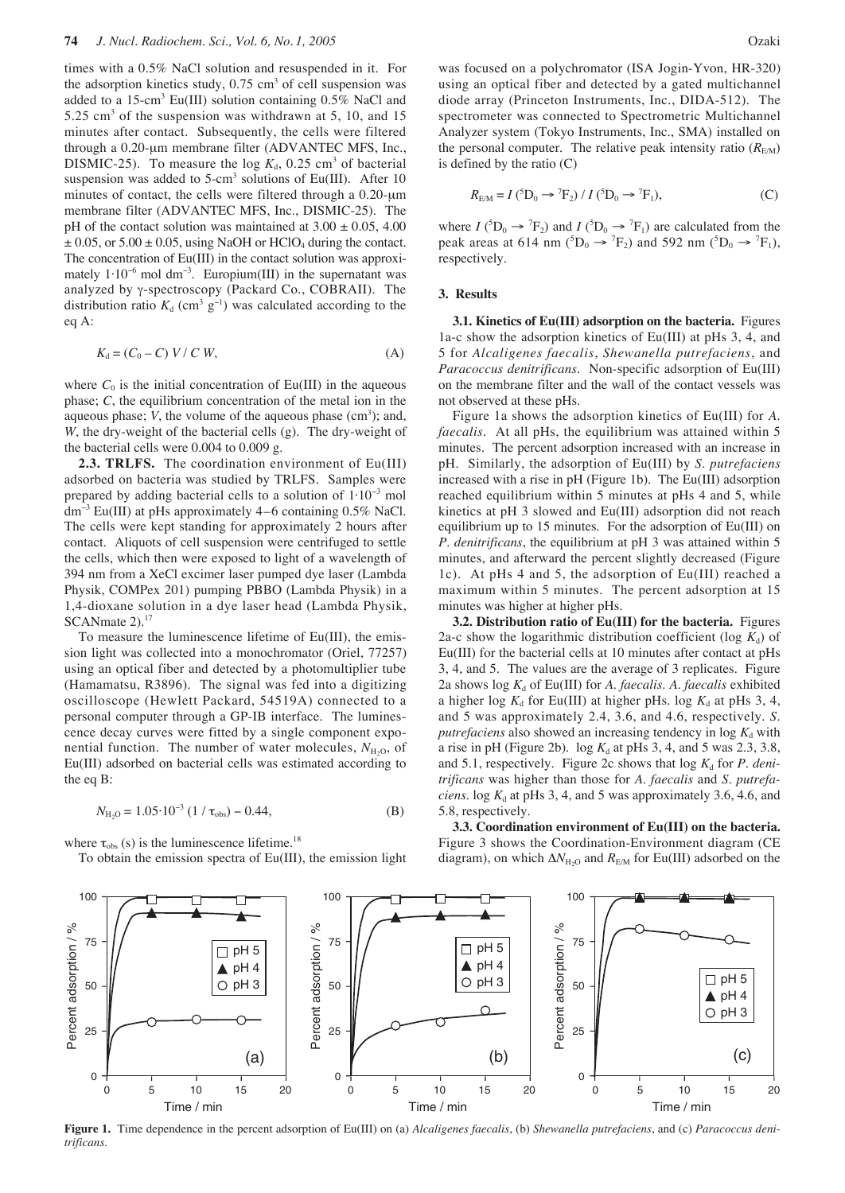times with a 0.5% NaCl solution and resuspended in it. For the adsorption kinetics study, 0.75 $cm^3$ of cell suspension was added to a 15-$cm^3$ Eu(III) solution containing 0.5% NaCl and 5.25 $cm^3$ of the suspension was withdrawn at 5, 10, and 15 minutes after contact. Subsequently, the cells were filtered through a 0.20-μm membrane filter (ADVANTEC MFS, Inc., DISMIC-25). To measure the log $K_d$, 0.25 $cm^3$ of bacterial suspension was added to 5-$cm^3$ solutions of Eu(III). After 10 minutes of contact, the cells were filtered through a 0.20-μm membrane filter (ADVANTEC MFS, Inc., DISMIC-25). The pH of the contact solution was maintained at 3.00 ± 0.05, 4.00 ± 0.05, or 5.00 ± 0.05, using NaOH or $HClO_4$ during the contact. The concentration of Eu(III) in the contact solution was approximately $1 \cdot 10^{-6}$ mol $dm^{-3}$. Europium(III) in the supernatant was analyzed by γ-spectroscopy (Packard Co., COBRAII). The distribution ratio $K_d$ ($cm^3$ $g^{-1}$) was calculated according to the eq A:

$$K_d = (C_0 - C)\, V / C\, W, \tag{A}$$

where $C_0$ is the initial concentration of Eu(III) in the aqueous phase; $C$, the equilibrium concentration of the metal ion in the aqueous phase; $V$, the volume of the aqueous phase ($cm^3$); and, $W$, the dry-weight of the bacterial cells (g). The dry-weight of the bacterial cells were 0.004 to 0.009 g.

**2.3. TRLFS.** The coordination environment of Eu(III) adsorbed on bacteria was studied by TRLFS. Samples were prepared by adding bacterial cells to a solution of $1 \cdot 10^{-3}$ mol $dm^{-3}$ Eu(III) at pHs approximately 4–6 containing 0.5% NaCl. The cells were kept standing for approximately 2 hours after contact. Aliquots of cell suspension were centrifuged to settle the cells, which then were exposed to light of a wavelength of 394 nm from a XeCl excimer laser pumped dye laser (Lambda Physik, COMPex 201) pumping PBBO (Lambda Physik) in a 1,4-dioxane solution in a dye laser head (Lambda Physik, SCANmate 2).[17]

To measure the luminescence lifetime of Eu(III), the emission light was collected into a monochromator (Oriel, 77257) using an optical fiber and detected by a photomultiplier tube (Hamamatsu, R3896). The signal was fed into a digitizing oscilloscope (Hewlett Packard, 54519A) connected to a personal computer through a GP-IB interface. The luminescence decay curves were fitted by a single component exponential function. The number of water molecules, $N_{H_2O}$, of Eu(III) adsorbed on bacterial cells was estimated according to the eq B:

$$N_{H_2O} = 1.05 \cdot 10^{-3}\,(1 / \tau_{obs}) - 0.44, \tag{B}$$

where $\tau_{obs}$ (s) is the luminescence lifetime.[18]

To obtain the emission spectra of Eu(III), the emission light was focused on a polychromator (ISA Jogin-Yvon, HR-320) using an optical fiber and detected by a gated multichannel diode array (Princeton Instruments, Inc., DIDA-512). The spectrometer was connected to Spectrometric Multichannel Analyzer system (Tokyo Instruments, Inc., SMA) installed on the personal computer. The relative peak intensity ratio ($R_{E/M}$) is defined by the ratio (C)

$$R_{E/M} = I\,(^5D_0 \rightarrow {}^7F_2) / I\,(^5D_0 \rightarrow {}^7F_1), \tag{C}$$

where $I\,(^5D_0 \rightarrow {}^7F_2)$ and $I\,(^5D_0 \rightarrow {}^7F_1)$ are calculated from the peak areas at 614 nm ($^5D_0 \rightarrow {}^7F_2$) and 592 nm ($^5D_0 \rightarrow {}^7F_1$), respectively.

## 3. Results

**3.1. Kinetics of Eu(III) adsorption on the bacteria.** Figures 1a-c show the adsorption kinetics of Eu(III) at pHs 3, 4, and 5 for *Alcaligenes faecalis*, *Shewanella putrefaciens*, and *Paracoccus denitrificans*. Non-specific adsorption of Eu(III) on the membrane filter and the wall of the contact vessels was not observed at these pHs.

Figure 1a shows the adsorption kinetics of Eu(III) for *A. faecalis*. At all pHs, the equilibrium was attained within 5 minutes. The percent adsorption increased with an increase in pH. Similarly, the adsorption of Eu(III) by *S. putrefaciens* increased with a rise in pH (Figure 1b). The Eu(III) adsorption reached equilibrium within 5 minutes at pHs 4 and 5, while kinetics at pH 3 slowed and Eu(III) adsorption did not reach equilibrium up to 15 minutes. For the adsorption of Eu(III) on *P. denitrificans*, the equilibrium at pH 3 was attained within 5 minutes, and afterward the percent slightly decreased (Figure 1c). At pHs 4 and 5, the adsorption of Eu(III) reached a maximum within 5 minutes. The percent adsorption at 15 minutes was higher at higher pHs.

**3.2. Distribution ratio of Eu(III) for the bacteria.** Figures 2a-c show the logarithmic distribution coefficient (log $K_d$) of Eu(III) for the bacterial cells at 10 minutes after contact at pHs 3, 4, and 5. The values are the average of 3 replicates. Figure 2a shows log $K_d$ of Eu(III) for *A. faecalis*. *A. faecalis* exhibited a higher log $K_d$ for Eu(III) at higher pHs. log $K_d$ at pHs 3, 4, and 5 was approximately 2.4, 3.6, and 4.6, respectively. *S. putrefaciens* also showed an increasing tendency in log $K_d$ with a rise in pH (Figure 2b). log $K_d$ at pHs 3, 4, and 5 was 2.3, 3.8, and 5.1, respectively. Figure 2c shows that log $K_d$ for *P. denitrificans* was higher than those for *A. faecalis* and *S. putrefaciens*. log $K_d$ at pHs 3, 4, and 5 was approximately 3.6, 4.6, and 5.8, respectively.

**3.3. Coordination environment of Eu(III) on the bacteria.** Figure 3 shows the Coordination-Environment diagram (CE diagram), on which $\Delta N_{H_2O}$ and $R_{E/M}$ for Eu(III) adsorbed on the

**Figure 1.** Time dependence in the percent adsorption of Eu(III) on (a) *Alcaligenes faecalis*, (b) *Shewanella putrefaciens*, and (c) *Paracoccus denitrificans*.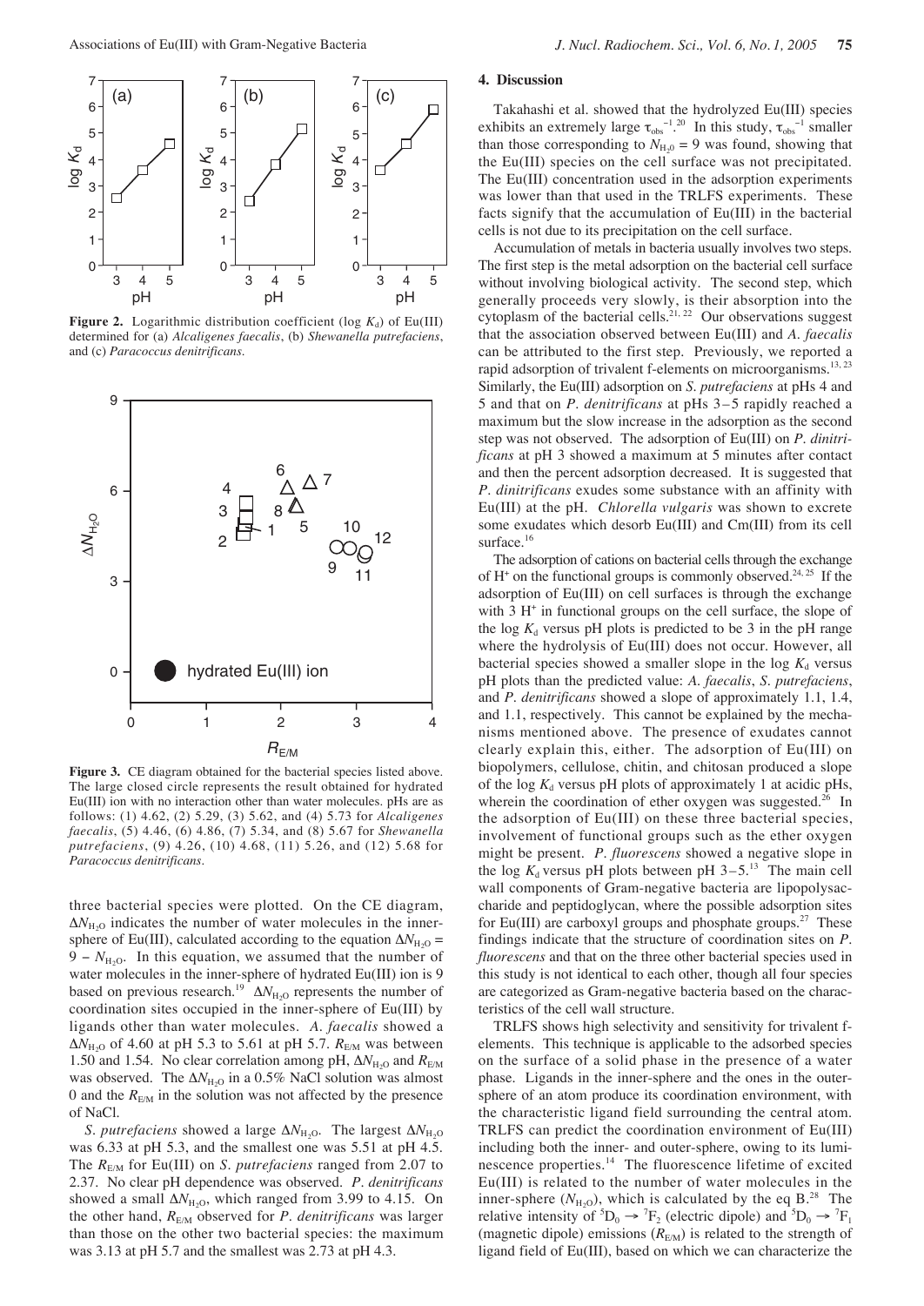**Figure 2.** Logarithmic distribution coefficient (log $K_d$) of Eu(III) determined for (a) *Alcaligenes faecalis*, (b) *Shewanella putrefaciens*, and (c) *Paracoccus denitrificans*.

**Figure 3.** CE diagram obtained for the bacterial species listed above. The large closed circle represents the result obtained for hydrated Eu(III) ion with no interaction other than water molecules. pHs are as follows: (1) 4.62, (2) 5.29, (3) 5.62, and (4) 5.73 for *Alcaligenes faecalis*, (5) 4.46, (6) 4.86, (7) 5.34, and (8) 5.67 for *Shewanella putrefaciens*, (9) 4.26, (10) 4.68, (11) 5.26, and (12) 5.68 for *Paracoccus denitrificans*.

three bacterial species were plotted. On the CE diagram, $\Delta N_{H_2O}$ indicates the number of water molecules in the inner-sphere of Eu(III), calculated according to the equation $\Delta N_{H_2O} = 9 - N_{H_2O}$. In this equation, we assumed that the number of water molecules in the inner-sphere of hydrated Eu(III) ion is 9 based on previous research.[19] $\Delta N_{H_2O}$ represents the number of coordination sites occupied in the inner-sphere of Eu(III) by ligands other than water molecules. *A. faecalis* showed a $\Delta N_{H_2O}$ of 4.60 at pH 5.3 to 5.61 at pH 5.7. $R_{E/M}$ was between 1.50 and 1.54. No clear correlation among pH, $\Delta N_{H_2O}$ and $R_{E/M}$ was observed. The $\Delta N_{H_2O}$ in a 0.5% NaCl solution was almost 0 and the $R_{E/M}$ in the solution was not affected by the presence of NaCl.

*S. putrefaciens* showed a large $\Delta N_{H_2O}$. The largest $\Delta N_{H_2O}$ was 6.33 at pH 5.3, and the smallest one was 5.51 at pH 4.5. The $R_{E/M}$ for Eu(III) on *S. putrefaciens* ranged from 2.07 to 2.37. No clear pH dependence was observed. *P. denitrificans* showed a small $\Delta N_{H_2O}$, which ranged from 3.99 to 4.15. On the other hand, $R_{E/M}$ observed for *P. denitrificans* was larger than those on the other two bacterial species: the maximum was 3.13 at pH 5.7 and the smallest was 2.73 at pH 4.3.

## 4. Discussion

Takahashi et al. showed that the hydrolyzed Eu(III) species exhibits an extremely large $\tau_{obs}^{-1}$.[20] In this study, $\tau_{obs}^{-1}$ smaller than those corresponding to $N_{H_2O} = 9$ was found, showing that the Eu(III) species on the cell surface was not precipitated. The Eu(III) concentration used in the adsorption experiments was lower than that used in the TRLFS experiments. These facts signify that the accumulation of Eu(III) in the bacterial cells is not due to its precipitation on the cell surface.

Accumulation of metals in bacteria usually involves two steps. The first step is the metal adsorption on the bacterial cell surface without involving biological activity. The second step, which generally proceeds very slowly, is their absorption into the cytoplasm of the bacterial cells.[21, 22] Our observations suggest that the association observed between Eu(III) and *A. faecalis* can be attributed to the first step. Previously, we reported a rapid adsorption of trivalent f-elements on microorganisms.[13, 23] Similarly, the Eu(III) adsorption on *S. putrefaciens* at pHs 4 and 5 and that on *P. denitrificans* at pHs 3–5 rapidly reached a maximum but the slow increase in the adsorption as the second step was not observed. The adsorption of Eu(III) on *P. dinitrificans* at pH 3 showed a maximum at 5 minutes after contact and then the percent adsorption decreased. It is suggested that *P. dinitrificans* exudes some substance with an affinity with Eu(III) at the pH. *Chlorella vulgaris* was shown to excrete some exudates which desorb Eu(III) and Cm(III) from its cell surface.[16]

The adsorption of cations on bacterial cells through the exchange of $H^+$ on the functional groups is commonly observed.[24, 25] If the adsorption of Eu(III) on cell surfaces is through the exchange with 3 $H^+$ in functional groups on the cell surface, the slope of the log $K_d$ versus pH plots is predicted to be 3 in the pH range where the hydrolysis of Eu(III) does not occur. However, all bacterial species showed a smaller slope in the log $K_d$ versus pH plots than the predicted value: *A. faecalis*, *S. putrefaciens*, and *P. denitrificans* showed a slope of approximately 1.1, 1.4, and 1.1, respectively. This cannot be explained by the mechanisms mentioned above. The presence of exudates cannot clearly explain this, either. The adsorption of Eu(III) on biopolymers, cellulose, chitin, and chitosan produced a slope of the log $K_d$ versus pH plots of approximately 1 at acidic pHs, wherein the coordination of ether oxygen was suggested.[26] In the adsorption of Eu(III) on these three bacterial species, involvement of functional groups such as the ether oxygen might be present. *P. fluorescens* showed a negative slope in the log $K_d$ versus pH plots between pH 3–5.[13] The main cell wall components of Gram-negative bacteria are lipopolysaccharide and peptidoglycan, where the possible adsorption sites for Eu(III) are carboxyl groups and phosphate groups.[27] These findings indicate that the structure of coordination sites on *P. fluorescens* and that on the three other bacterial species used in this study is not identical to each other, though all four species are categorized as Gram-negative bacteria based on the characteristics of the cell wall structure.

TRLFS shows high selectivity and sensitivity for trivalent f-elements. This technique is applicable to the adsorbed species on the surface of a solid phase in the presence of a water phase. Ligands in the inner-sphere and the ones in the outer-sphere of an atom produce its coordination environment, with the characteristic ligand field surrounding the central atom. TRLFS can predict the coordination environment of Eu(III) including both the inner- and outer-sphere, owing to its luminescence properties.[14] The fluorescence lifetime of excited Eu(III) is related to the number of water molecules in the inner-sphere ($N_{H_2O}$), which is calculated by the eq B.[28] The relative intensity of $^5D_0 \rightarrow {}^7F_2$ (electric dipole) and $^5D_0 \rightarrow {}^7F_1$ (magnetic dipole) emissions ($R_{E/M}$) is related to the strength of ligand field of Eu(III), based on which we can characterize the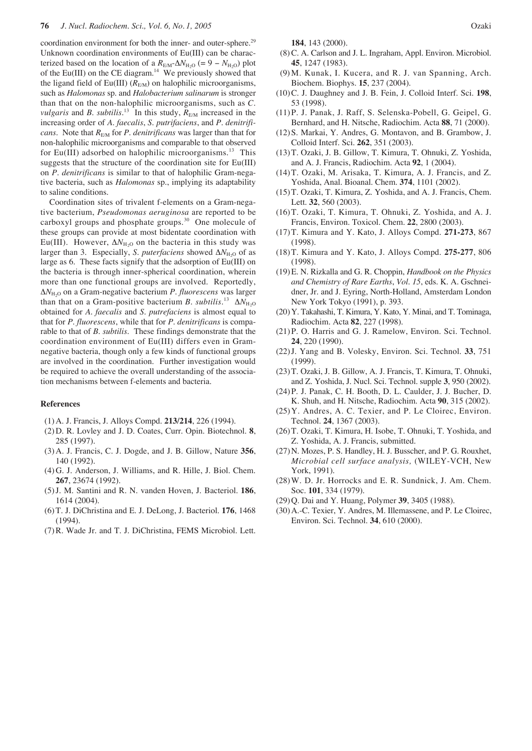coordination environment for both the inner- and outer-sphere.[29] Unknown coordination environments of Eu(III) can be characterized based on the location of a $R_{E/M}$-$\Delta N_{H_2O}$ (= 9 − $N_{H_2O}$) plot of the Eu(III) on the CE diagram.[14] We previously showed that the ligand field of Eu(III) ($R_{E/M}$) on halophilic microorganisms, such as *Halomonas* sp. and *Halobacterium salinarum* is stronger than that on the non-halophilic microorganisms, such as *C. vulgaris* and *B. subtilis*.[13] In this study, $R_{E/M}$ increased in the increasing order of *A. faecalis*, *S. putrifaciens*, and *P. denitrificans*. Note that $R_{E/M}$ for *P. denitrificans* was larger than that for non-halophilic microorganisms and comparable to that observed for Eu(III) adsorbed on halophilic microorganisms.[13] This suggests that the structure of the coordination site for Eu(III) on *P. denitrificans* is similar to that of halophilic Gram-negative bacteria, such as *Halomonas* sp., implying its adaptability to saline conditions.

Coordination sites of trivalent f-elements on a Gram-negative bacterium, *Pseudomonas aeruginosa* are reported to be carboxyl groups and phosphate groups.[30] One molecule of these groups can provide at most bidentate coordination with Eu(III). However, $\Delta N_{H_2O}$ on the bacteria in this study was larger than 3. Especially, *S. puterfaciens* showed $\Delta N_{H_2O}$ of as large as 6. These facts signify that the adsorption of Eu(III) on the bacteria is through inner-spherical coordination, wherein more than one functional groups are involved. Reportedly, $\Delta N_{H_2O}$ on a Gram-negative bacterium *P. fluorescens* was larger than that on a Gram-positive bacterium *B. subtilis*.[13] $\Delta N_{H_2O}$ obtained for *A. faecalis* and *S. putrefaciens* is almost equal to that for *P. fluorescens*, while that for *P. denitrificans* is comparable to that of *B. subtilis*. These findings demonstrate that the coordination environment of Eu(III) differs even in Gram-negative bacteria, though only a few kinds of functional groups are involved in the coordination. Further investigation would be required to achieve the overall understanding of the association mechanisms between f-elements and bacteria.

## References

(1) A. J. Francis, J. Alloys Compd. **213/214**, 226 (1994).

(2) D. R. Lovley and J. D. Coates, Curr. Opin. Biotechnol. **8**, 285 (1997).

(3) A. J. Francis, C. J. Dogde, and J. B. Gillow, Nature **356**, 140 (1992).

(4) G. J. Anderson, J. Williams, and R. Hille, J. Biol. Chem. **267**, 23674 (1992).

(5) J. M. Santini and R. N. vanden Hoven, J. Bacteriol. **186**, 1614 (2004).

(6) T. J. DiChristina and E. J. DeLong, J. Bacteriol. **176**, 1468 (1994).

(7) R. Wade Jr. and T. J. DiChristina, FEMS Microbiol. Lett. **184**, 143 (2000).

(8) C. A. Carlson and J. L. Ingraham, Appl. Environ. Microbiol. **45**, 1247 (1983).

(9) M. Kunak, I. Kucera, and R. J. van Spanning, Arch. Biochem. Biophys. **15**, 237 (2004).

(10) C. J. Daughney and J. B. Fein, J. Colloid Interf. Sci. **198**, 53 (1998).

(11) P. J. Panak, J. Raff, S. Selenska-Pobell, G. Geipel, G. Bernhard, and H. Nitsche, Radiochim. Acta **88**, 71 (2000).

(12) S. Markai, Y. Andres, G. Montavon, and B. Grambow, J. Colloid Interf. Sci. **262**, 351 (2003).

(13) T. Ozaki, J. B. Gillow, T. Kimura, T. Ohnuki, Z. Yoshida, and A. J. Francis, Radiochim. Acta **92**, 1 (2004).

(14) T. Ozaki, M. Arisaka, T. Kimura, A. J. Francis, and Z. Yoshida, Anal. Bioanal. Chem. **374**, 1101 (2002).

(15) T. Ozaki, T. Kimura, Z. Yoshida, and A. J. Francis, Chem. Lett. **32**, 560 (2003).

(16) T. Ozaki, T. Kimura, T. Ohnuki, Z. Yoshida, and A. J. Francis, Environ. Toxicol. Chem. **22**, 2800 (2003).

(17) T. Kimura and Y. Kato, J. Alloys Compd. **271-273**, 867 (1998).

(18) T. Kimura and Y. Kato, J. Alloys Compd. **275-277**, 806 (1998).

(19) E. N. Rizkalla and G. R. Choppin, *Handbook on the Physics and Chemistry of Rare Earths*, *Vol. 15*, eds. K. A. Gschneidner, Jr. and J. Eyring, North-Holland, Amsterdam London New York Tokyo (1991), p. 393.

(20) Y. Takahashi, T. Kimura, Y. Kato, Y. Minai, and T. Tominaga, Radiochim. Acta **82**, 227 (1998).

(21) P. O. Harris and G. J. Ramelow, Environ. Sci. Technol. **24**, 220 (1990).

(22) J. Yang and B. Volesky, Environ. Sci. Technol. **33**, 751 (1999).

(23) T. Ozaki, J. B. Gillow, A. J. Francis, T. Kimura, T. Ohnuki, and Z. Yoshida, J. Nucl. Sci. Technol. supple **3**, 950 (2002).

(24) P. J. Panak, C. H. Booth, D. L. Caulder, J. J. Bucher, D. K. Shuh, and H. Nitsche, Radiochim. Acta **90**, 315 (2002).

(25) Y. Andres, A. C. Texier, and P. Le Cloirec, Environ. Technol. **24**, 1367 (2003).

(26) T. Ozaki, T. Kimura, H. Isobe, T. Ohnuki, T. Yoshida, and Z. Yoshida, A. J. Francis, submitted.

(27) N. Mozes, P. S. Handley, H. J. Busscher, and P. G. Rouxhet, *Microbial cell surface analysis,* (WILEY-VCH, New York, 1991).

(28) W. D. Jr. Horrocks and E. R. Sundnick, J. Am. Chem. Soc. **101**, 334 (1979).

(29) Q. Dai and Y. Huang, Polymer **39**, 3405 (1988).

(30) A.-C. Texier, Y. Andres, M. Illemassene, and P. Le Cloirec, Environ. Sci. Technol. **34**, 610 (2000).